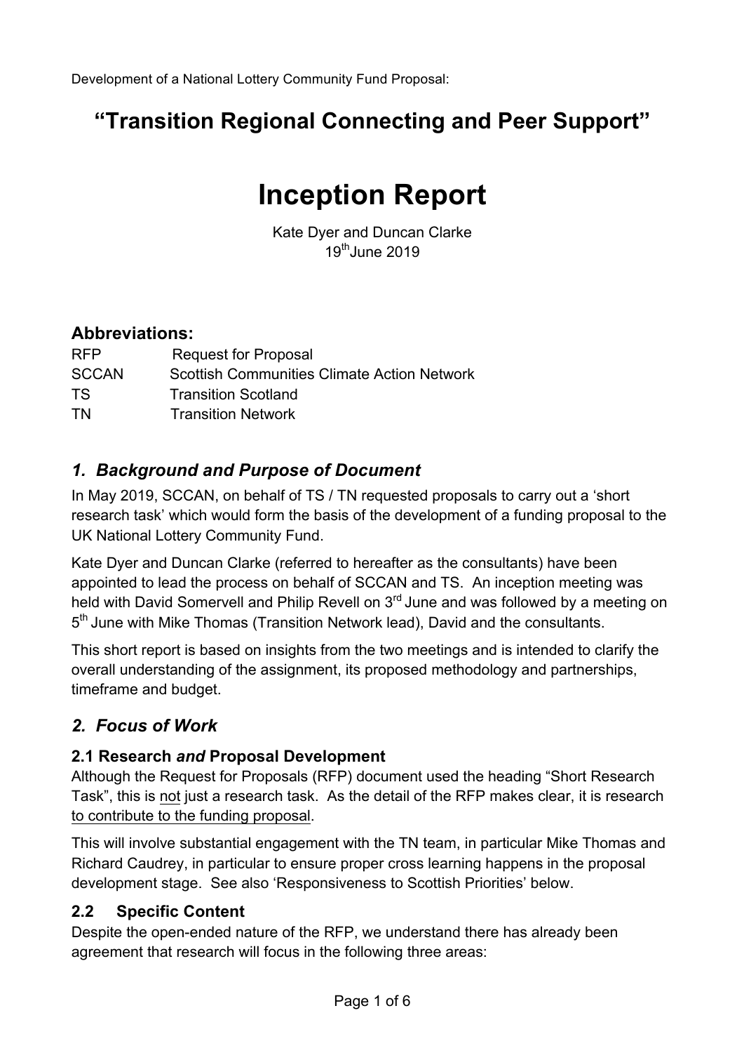Development of a National Lottery Community Fund Proposal:

# "Transition Regional Connecting and Peer Support"

# Inception Report

Kate Dyer and Duncan Clarke
19th June 2019

## Abbreviations:

| | |
|---|---|
| RFP | Request for Proposal |
| SCCAN | Scottish Communities Climate Action Network |
| TS | Transition Scotland |
| TN | Transition Network |

## *1. Background and Purpose of Document*

In May 2019, SCCAN, on behalf of TS / TN requested proposals to carry out a 'short research task' which would form the basis of the development of a funding proposal to the UK National Lottery Community Fund.

Kate Dyer and Duncan Clarke (referred to hereafter as the consultants) have been appointed to lead the process on behalf of SCCAN and TS. An inception meeting was held with David Somervell and Philip Revell on 3rd June and was followed by a meeting on 5th June with Mike Thomas (Transition Network lead), David and the consultants.

This short report is based on insights from the two meetings and is intended to clarify the overall understanding of the assignment, its proposed methodology and partnerships, timeframe and budget.

## *2. Focus of Work*

### 2.1 Research *and* Proposal Development

Although the Request for Proposals (RFP) document used the heading "Short Research Task", this is <u>not</u> just a research task. As the detail of the RFP makes clear, it is research <u>to contribute to the funding proposal</u>.

This will involve substantial engagement with the TN team, in particular Mike Thomas and Richard Caudrey, in particular to ensure proper cross learning happens in the proposal development stage. See also 'Responsiveness to Scottish Priorities' below.

### 2.2 Specific Content

Despite the open-ended nature of the RFP, we understand there has already been agreement that research will focus in the following three areas: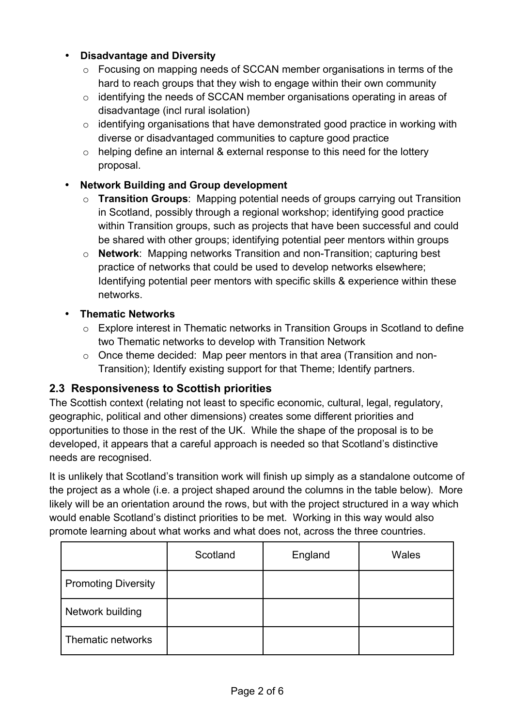- **Disadvantage and Diversity**
  - Focusing on mapping needs of SCCAN member organisations in terms of the hard to reach groups that they wish to engage within their own community
  - identifying the needs of SCCAN member organisations operating in areas of disadvantage (incl rural isolation)
  - identifying organisations that have demonstrated good practice in working with diverse or disadvantaged communities to capture good practice
  - helping define an internal & external response to this need for the lottery proposal.
- **Network Building and Group development**
  - **Transition Groups**: Mapping potential needs of groups carrying out Transition in Scotland, possibly through a regional workshop; identifying good practice within Transition groups, such as projects that have been successful and could be shared with other groups; identifying potential peer mentors within groups
  - **Network**: Mapping networks Transition and non-Transition; capturing best practice of networks that could be used to develop networks elsewhere; Identifying potential peer mentors with specific skills & experience within these networks.
- **Thematic Networks**
  - Explore interest in Thematic networks in Transition Groups in Scotland to define two Thematic networks to develop with Transition Network
  - Once theme decided: Map peer mentors in that area (Transition and non-Transition); Identify existing support for that Theme; Identify partners.

### 2.3 Responsiveness to Scottish priorities

The Scottish context (relating not least to specific economic, cultural, legal, regulatory, geographic, political and other dimensions) creates some different priorities and opportunities to those in the rest of the UK. While the shape of the proposal is to be developed, it appears that a careful approach is needed so that Scotland's distinctive needs are recognised.

It is unlikely that Scotland's transition work will finish up simply as a standalone outcome of the project as a whole (i.e. a project shaped around the columns in the table below). More likely will be an orientation around the rows, but with the project structured in a way which would enable Scotland's distinct priorities to be met. Working in this way would also promote learning about what works and what does not, across the three countries.

| | Scotland | England | Wales |
|---|---|---|---|
| Promoting Diversity | | | |
| Network building | | | |
| Thematic networks | | | |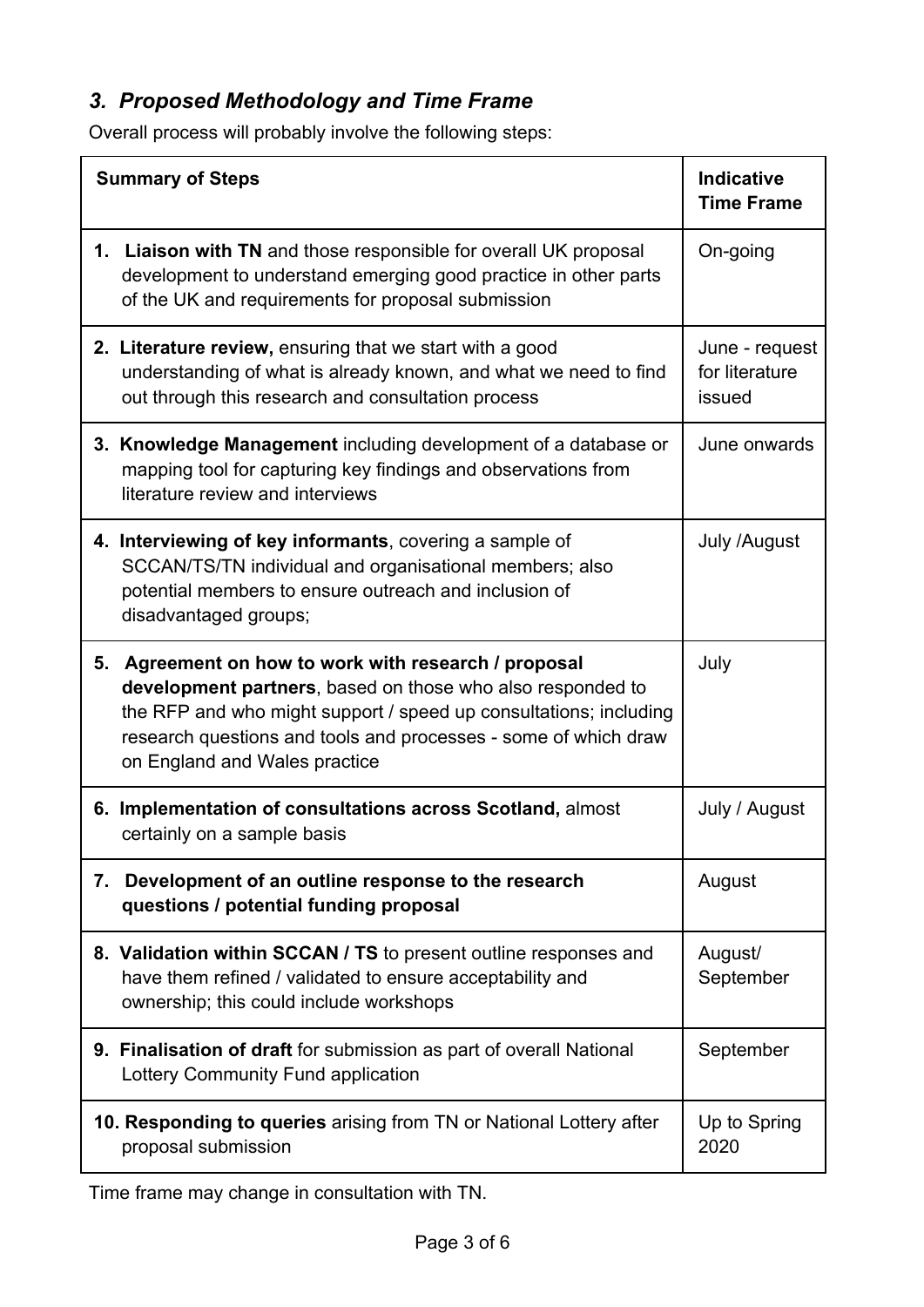## *3. Proposed Methodology and Time Frame*

Overall process will probably involve the following steps:

| **Summary of Steps** | **Indicative Time Frame** |
|---|---|
| 1. **Liaison with TN** and those responsible for overall UK proposal development to understand emerging good practice in other parts of the UK and requirements for proposal submission | On-going |
| 2. **Literature review,** ensuring that we start with a good understanding of what is already known, and what we need to find out through this research and consultation process | June - request for literature issued |
| 3. **Knowledge Management** including development of a database or mapping tool for capturing key findings and observations from literature review and interviews | June onwards |
| 4. **Interviewing of key informants**, covering a sample of SCCAN/TS/TN individual and organisational members; also potential members to ensure outreach and inclusion of disadvantaged groups; | July /August |
| 5. **Agreement on how to work with research / proposal development partners**, based on those who also responded to the RFP and who might support / speed up consultations; including research questions and tools and processes - some of which draw on England and Wales practice | July |
| 6. **Implementation of consultations across Scotland,** almost certainly on a sample basis | July / August |
| 7. **Development of an outline response to the research questions / potential funding proposal** | August |
| 8. **Validation within SCCAN / TS** to present outline responses and have them refined / validated to ensure acceptability and ownership; this could include workshops | August/ September |
| 9. **Finalisation of draft** for submission as part of overall National Lottery Community Fund application | September |
| 10. **Responding to queries** arising from TN or National Lottery after proposal submission | Up to Spring 2020 |

Time frame may change in consultation with TN.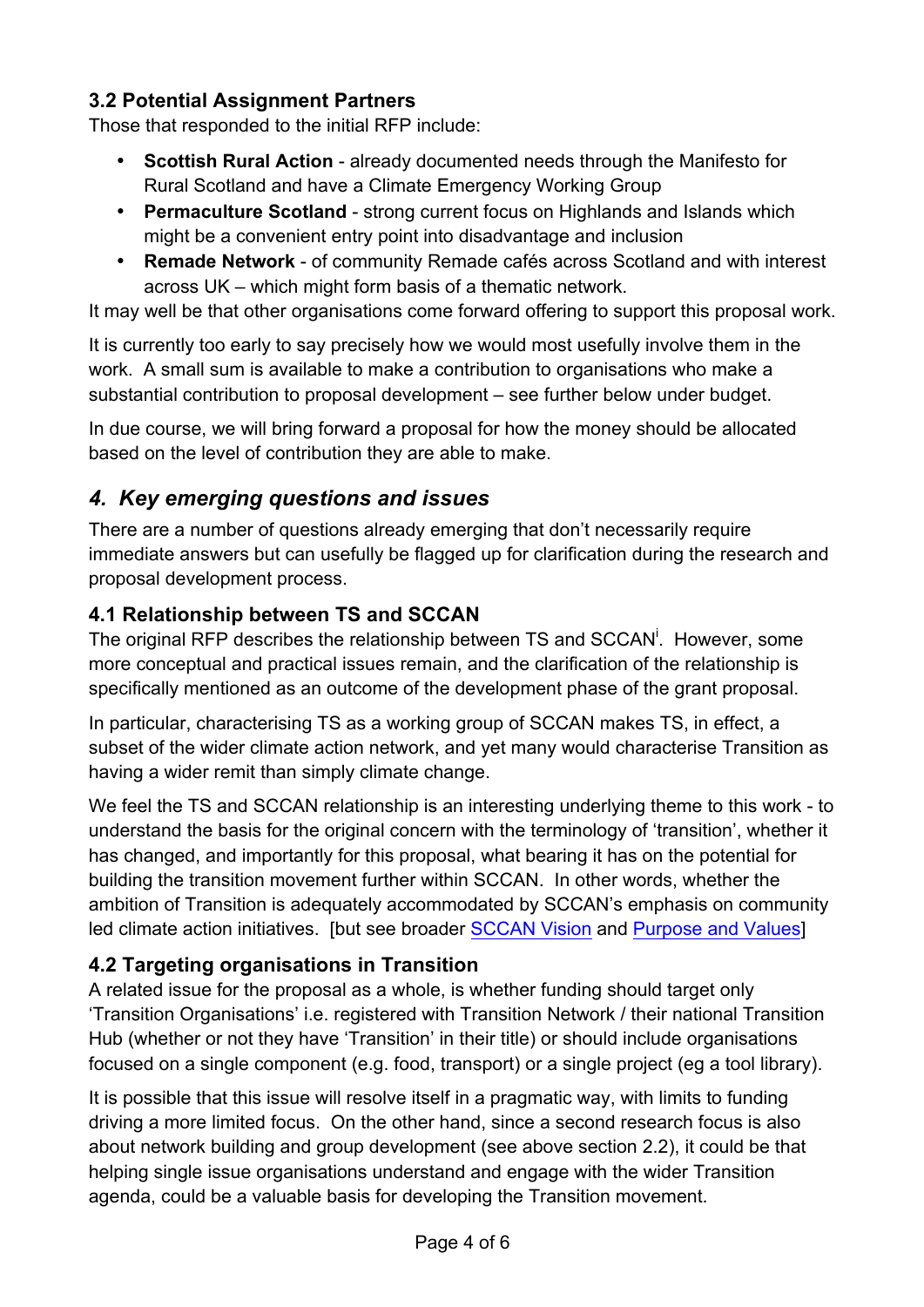### 3.2 Potential Assignment Partners

Those that responded to the initial RFP include:

- **Scottish Rural Action** - already documented needs through the Manifesto for Rural Scotland and have a Climate Emergency Working Group
- **Permaculture Scotland** - strong current focus on Highlands and Islands which might be a convenient entry point into disadvantage and inclusion
- **Remade Network** - of community Remade cafés across Scotland and with interest across UK – which might form basis of a thematic network.

It may well be that other organisations come forward offering to support this proposal work.

It is currently too early to say precisely how we would most usefully involve them in the work. A small sum is available to make a contribution to organisations who make a substantial contribution to proposal development – see further below under budget.

In due course, we will bring forward a proposal for how the money should be allocated based on the level of contribution they are able to make.

## *4. Key emerging questions and issues*

There are a number of questions already emerging that don't necessarily require immediate answers but can usefully be flagged up for clarification during the research and proposal development process.

### 4.1 Relationship between TS and SCCAN

The original RFP describes the relationship between TS and SCCAN[i]. However, some more conceptual and practical issues remain, and the clarification of the relationship is specifically mentioned as an outcome of the development phase of the grant proposal.

In particular, characterising TS as a working group of SCCAN makes TS, in effect, a subset of the wider climate action network, and yet many would characterise Transition as having a wider remit than simply climate change.

We feel the TS and SCCAN relationship is an interesting underlying theme to this work - to understand the basis for the original concern with the terminology of 'transition', whether it has changed, and importantly for this proposal, what bearing it has on the potential for building the transition movement further within SCCAN. In other words, whether the ambition of Transition is adequately accommodated by SCCAN's emphasis on community led climate action initiatives. [but see broader SCCAN Vision and Purpose and Values]

### 4.2 Targeting organisations in Transition

A related issue for the proposal as a whole, is whether funding should target only 'Transition Organisations' i.e. registered with Transition Network / their national Transition Hub (whether or not they have 'Transition' in their title) or should include organisations focused on a single component (e.g. food, transport) or a single project (eg a tool library).

It is possible that this issue will resolve itself in a pragmatic way, with limits to funding driving a more limited focus. On the other hand, since a second research focus is also about network building and group development (see above section 2.2), it could be that helping single issue organisations understand and engage with the wider Transition agenda, could be a valuable basis for developing the Transition movement.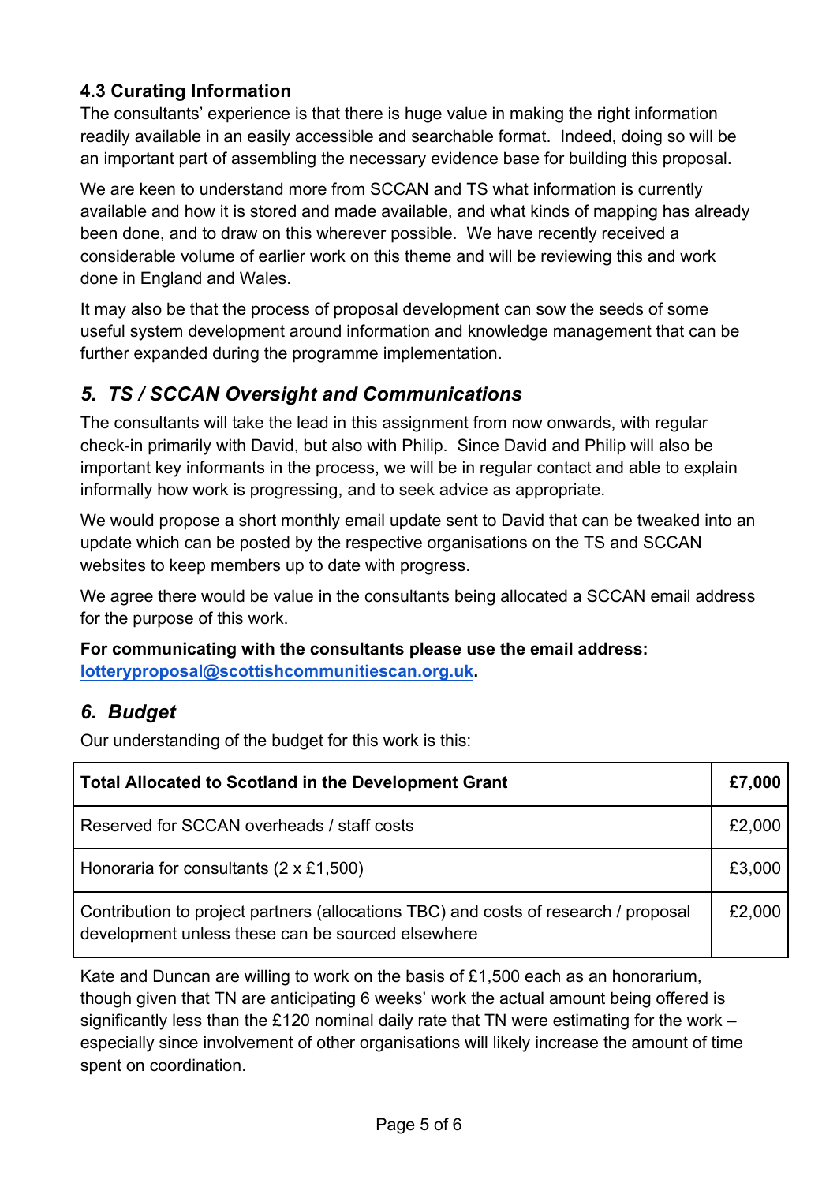### 4.3 Curating Information

The consultants' experience is that there is huge value in making the right information readily available in an easily accessible and searchable format. Indeed, doing so will be an important part of assembling the necessary evidence base for building this proposal.

We are keen to understand more from SCCAN and TS what information is currently available and how it is stored and made available, and what kinds of mapping has already been done, and to draw on this wherever possible. We have recently received a considerable volume of earlier work on this theme and will be reviewing this and work done in England and Wales.

It may also be that the process of proposal development can sow the seeds of some useful system development around information and knowledge management that can be further expanded during the programme implementation.

## *5. TS / SCCAN Oversight and Communications*

The consultants will take the lead in this assignment from now onwards, with regular check-in primarily with David, but also with Philip. Since David and Philip will also be important key informants in the process, we will be in regular contact and able to explain informally how work is progressing, and to seek advice as appropriate.

We would propose a short monthly email update sent to David that can be tweaked into an update which can be posted by the respective organisations on the TS and SCCAN websites to keep members up to date with progress.

We agree there would be value in the consultants being allocated a SCCAN email address for the purpose of this work.

**For communicating with the consultants please use the email address: lotteryproposal@scottishcommunitiescan.org.uk.**

## *6. Budget*

Our understanding of the budget for this work is this:

| **Total Allocated to Scotland in the Development Grant** | **£7,000** |
|---|---|
| Reserved for SCCAN overheads / staff costs | £2,000 |
| Honoraria for consultants (2 x £1,500) | £3,000 |
| Contribution to project partners (allocations TBC) and costs of research / proposal development unless these can be sourced elsewhere | £2,000 |

Kate and Duncan are willing to work on the basis of £1,500 each as an honorarium, though given that TN are anticipating 6 weeks' work the actual amount being offered is significantly less than the £120 nominal daily rate that TN were estimating for the work – especially since involvement of other organisations will likely increase the amount of time spent on coordination.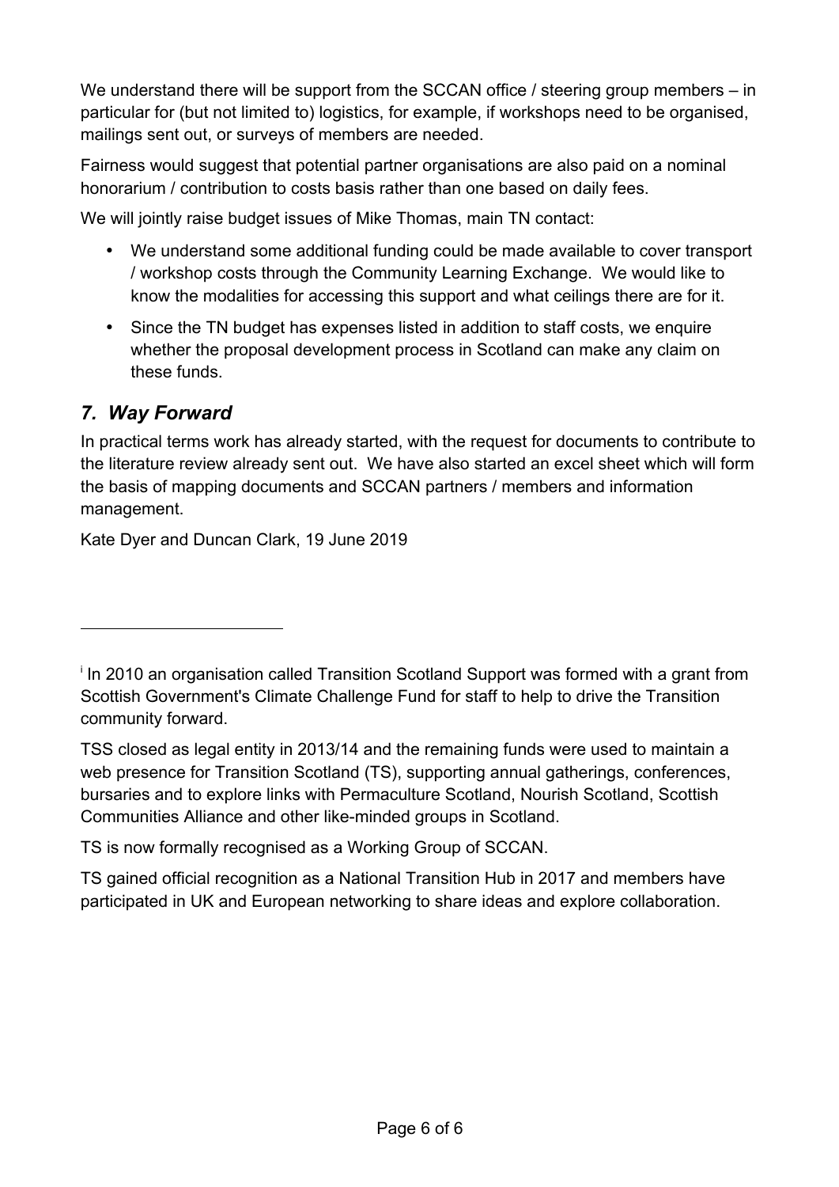We understand there will be support from the SCCAN office / steering group members – in particular for (but not limited to) logistics, for example, if workshops need to be organised, mailings sent out, or surveys of members are needed.

Fairness would suggest that potential partner organisations are also paid on a nominal honorarium / contribution to costs basis rather than one based on daily fees.

We will jointly raise budget issues of Mike Thomas, main TN contact:

- We understand some additional funding could be made available to cover transport / workshop costs through the Community Learning Exchange. We would like to know the modalities for accessing this support and what ceilings there are for it.
- Since the TN budget has expenses listed in addition to staff costs, we enquire whether the proposal development process in Scotland can make any claim on these funds.

## *7. Way Forward*

In practical terms work has already started, with the request for documents to contribute to the literature review already sent out. We have also started an excel sheet which will form the basis of mapping documents and SCCAN partners / members and information management.

Kate Dyer and Duncan Clark, 19 June 2019

---

[i] In 2010 an organisation called Transition Scotland Support was formed with a grant from Scottish Government's Climate Challenge Fund for staff to help to drive the Transition community forward.

TSS closed as legal entity in 2013/14 and the remaining funds were used to maintain a web presence for Transition Scotland (TS), supporting annual gatherings, conferences, bursaries and to explore links with Permaculture Scotland, Nourish Scotland, Scottish Communities Alliance and other like-minded groups in Scotland.

TS is now formally recognised as a Working Group of SCCAN.

TS gained official recognition as a National Transition Hub in 2017 and members have participated in UK and European networking to share ideas and explore collaboration.